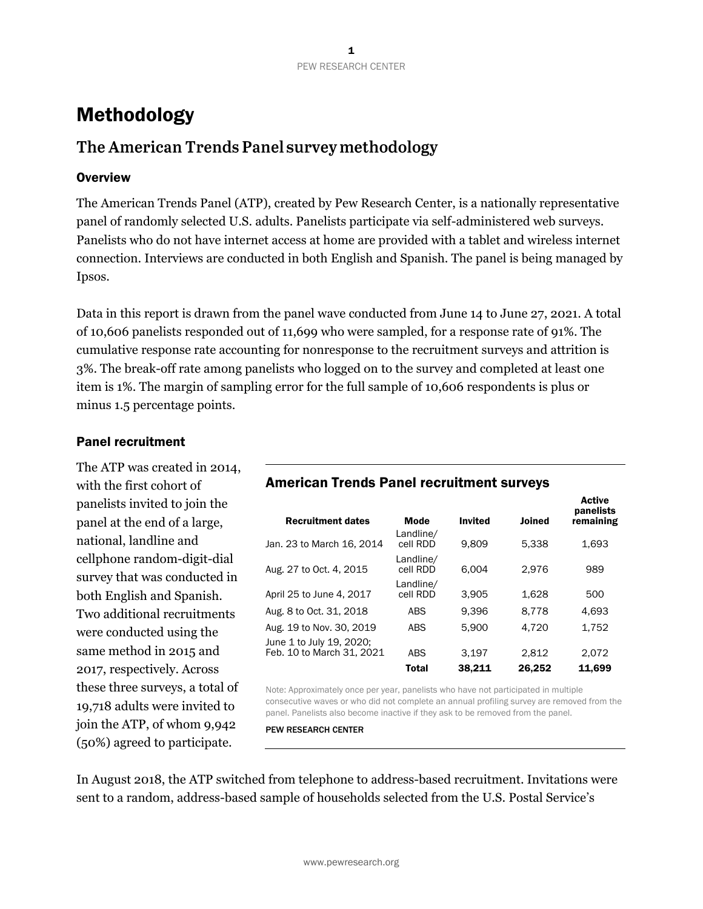# Methodology

## The American Trends Panel survey methodology

### Overview

The American Trends Panel (ATP), created by Pew Research Center, is a nationally representative panel of randomly selected U.S. adults. Panelists participate via self-administered web surveys. Panelists who do not have internet access at home are provided with a tablet and wireless internet connection. Interviews are conducted in both English and Spanish. The panel is being managed by Ipsos.

Data in this report is drawn from the panel wave conducted from June 14 to June 27, 2021. A total of 10,606 panelists responded out of 11,699 who were sampled, for a response rate of 91%. The cumulative response rate accounting for nonresponse to the recruitment surveys and attrition is 3%. The break-off rate among panelists who logged on to the survey and completed at least one item is 1%. The margin of sampling error for the full sample of 10,606 respondents is plus or minus 1.5 percentage points.

### Panel recruitment

The ATP was created in 2014, with the first cohort of panelists invited to join the panel at the end of a large, national, landline and cellphone random-digit-dial survey that was conducted in both English and Spanish. Two additional recruitments were conducted using the same method in 2015 and 2017, respectively. Across these three surveys, a total of 19,718 adults were invited to join the ATP, of whom 9,942 (50%) agreed to participate.

**American Trends Panel recruitment surveys**

| Recruitment dates | Mode | Invited | Joined | Active panelists remaining |
|---|---|---|---|---|
| Jan. 23 to March 16, 2014 | Landline/ cell RDD | 9,809 | 5,338 | 1,693 |
| Aug. 27 to Oct. 4, 2015 | Landline/ cell RDD | 6,004 | 2,976 | 989 |
| April 25 to June 4, 2017 | Landline/ cell RDD | 3,905 | 1,628 | 500 |
| Aug. 8 to Oct. 31, 2018 | ABS | 9,396 | 8,778 | 4,693 |
| Aug. 19 to Nov. 30, 2019 | ABS | 5,900 | 4,720 | 1,752 |
| June 1 to July 19, 2020; Feb. 10 to March 31, 2021 | ABS | 3,197 | 2,812 | 2,072 |
| | **Total** | **38,211** | **26,252** | **11,699** |

Note: Approximately once per year, panelists who have not participated in multiple consecutive waves or who did not complete an annual profiling survey are removed from the panel. Panelists also become inactive if they ask to be removed from the panel.

PEW RESEARCH CENTER

In August 2018, the ATP switched from telephone to address-based recruitment. Invitations were sent to a random, address-based sample of households selected from the U.S. Postal Service's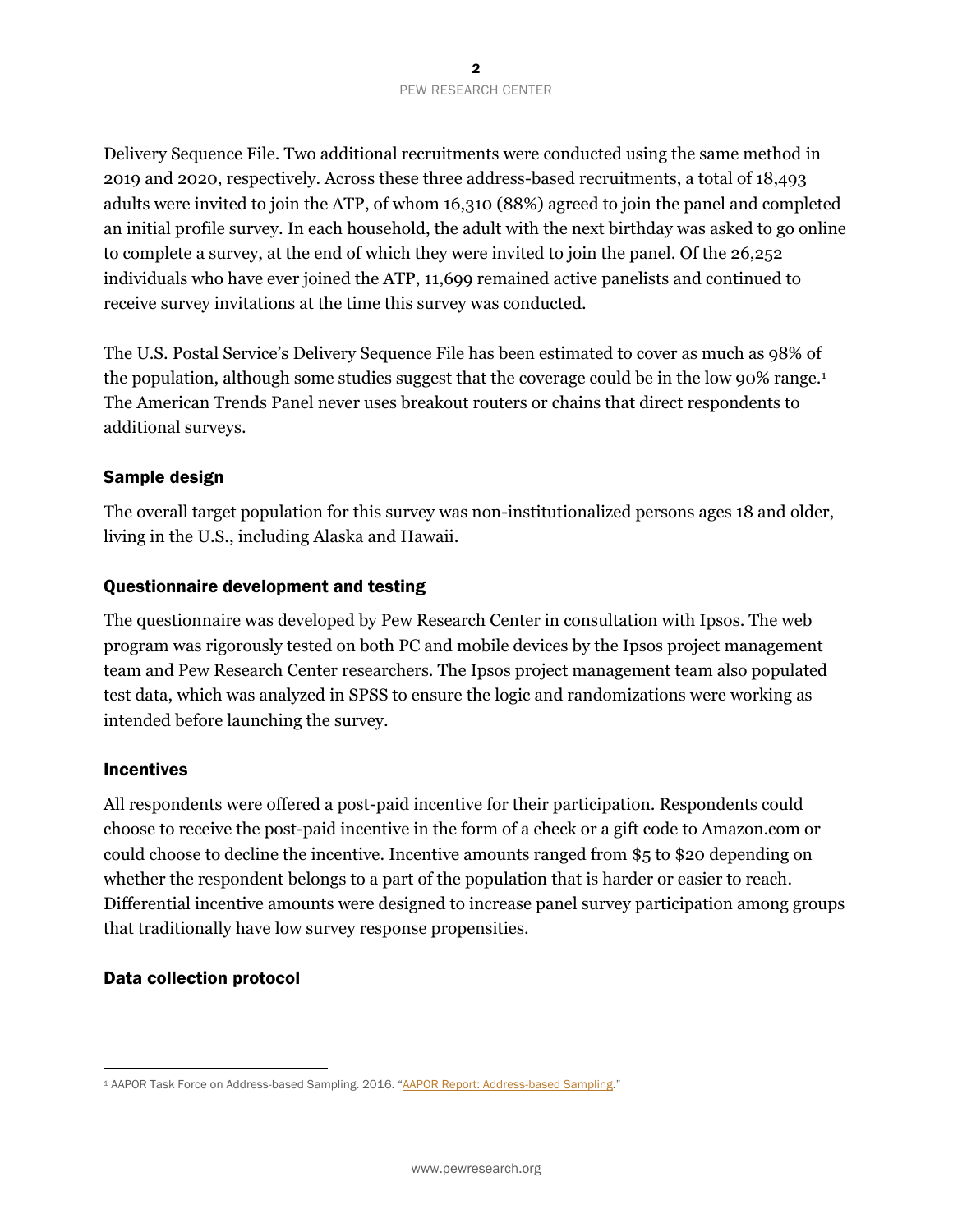Delivery Sequence File. Two additional recruitments were conducted using the same method in 2019 and 2020, respectively. Across these three address-based recruitments, a total of 18,493 adults were invited to join the ATP, of whom 16,310 (88%) agreed to join the panel and completed an initial profile survey. In each household, the adult with the next birthday was asked to go online to complete a survey, at the end of which they were invited to join the panel. Of the 26,252 individuals who have ever joined the ATP, 11,699 remained active panelists and continued to receive survey invitations at the time this survey was conducted.

The U.S. Postal Service's Delivery Sequence File has been estimated to cover as much as 98% of the population, although some studies suggest that the coverage could be in the low 90% range.[1] The American Trends Panel never uses breakout routers or chains that direct respondents to additional surveys.

### Sample design

The overall target population for this survey was non-institutionalized persons ages 18 and older, living in the U.S., including Alaska and Hawaii.

### Questionnaire development and testing

The questionnaire was developed by Pew Research Center in consultation with Ipsos. The web program was rigorously tested on both PC and mobile devices by the Ipsos project management team and Pew Research Center researchers. The Ipsos project management team also populated test data, which was analyzed in SPSS to ensure the logic and randomizations were working as intended before launching the survey.

### Incentives

All respondents were offered a post-paid incentive for their participation. Respondents could choose to receive the post-paid incentive in the form of a check or a gift code to Amazon.com or could choose to decline the incentive. Incentive amounts ranged from $5 to $20 depending on whether the respondent belongs to a part of the population that is harder or easier to reach. Differential incentive amounts were designed to increase panel survey participation among groups that traditionally have low survey response propensities.

### Data collection protocol

[1] AAPOR Task Force on Address-based Sampling. 2016. "AAPOR Report: Address-based Sampling."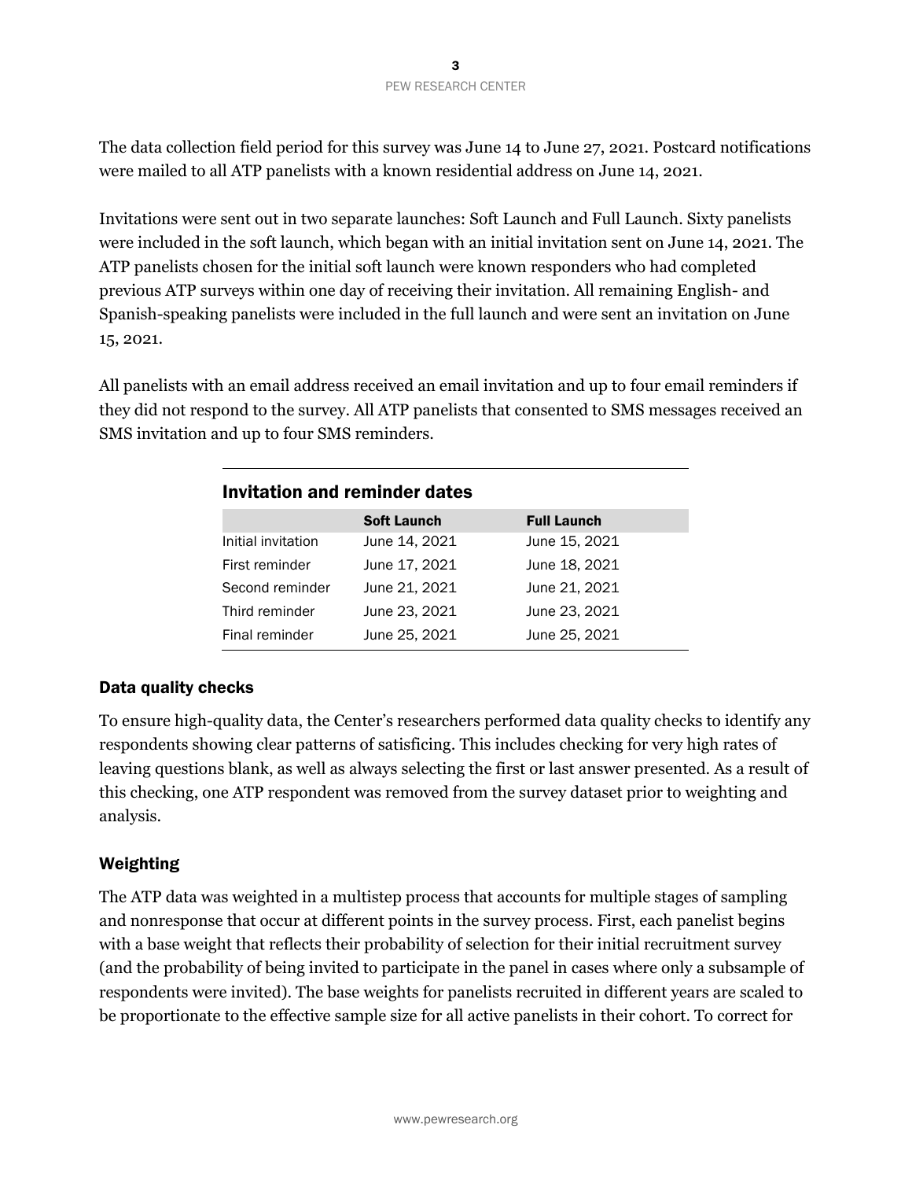The data collection field period for this survey was June 14 to June 27, 2021. Postcard notifications were mailed to all ATP panelists with a known residential address on June 14, 2021.

Invitations were sent out in two separate launches: Soft Launch and Full Launch. Sixty panelists were included in the soft launch, which began with an initial invitation sent on June 14, 2021. The ATP panelists chosen for the initial soft launch were known responders who had completed previous ATP surveys within one day of receiving their invitation. All remaining English- and Spanish-speaking panelists were included in the full launch and were sent an invitation on June 15, 2021.

All panelists with an email address received an email invitation and up to four email reminders if they did not respond to the survey. All ATP panelists that consented to SMS messages received an SMS invitation and up to four SMS reminders.

**Invitation and reminder dates**

| | Soft Launch | Full Launch |
|---|---|---|
| Initial invitation | June 14, 2021 | June 15, 2021 |
| First reminder | June 17, 2021 | June 18, 2021 |
| Second reminder | June 21, 2021 | June 21, 2021 |
| Third reminder | June 23, 2021 | June 23, 2021 |
| Final reminder | June 25, 2021 | June 25, 2021 |

### Data quality checks

To ensure high-quality data, the Center's researchers performed data quality checks to identify any respondents showing clear patterns of satisficing. This includes checking for very high rates of leaving questions blank, as well as always selecting the first or last answer presented. As a result of this checking, one ATP respondent was removed from the survey dataset prior to weighting and analysis.

### Weighting

The ATP data was weighted in a multistep process that accounts for multiple stages of sampling and nonresponse that occur at different points in the survey process. First, each panelist begins with a base weight that reflects their probability of selection for their initial recruitment survey (and the probability of being invited to participate in the panel in cases where only a subsample of respondents were invited). The base weights for panelists recruited in different years are scaled to be proportionate to the effective sample size for all active panelists in their cohort. To correct for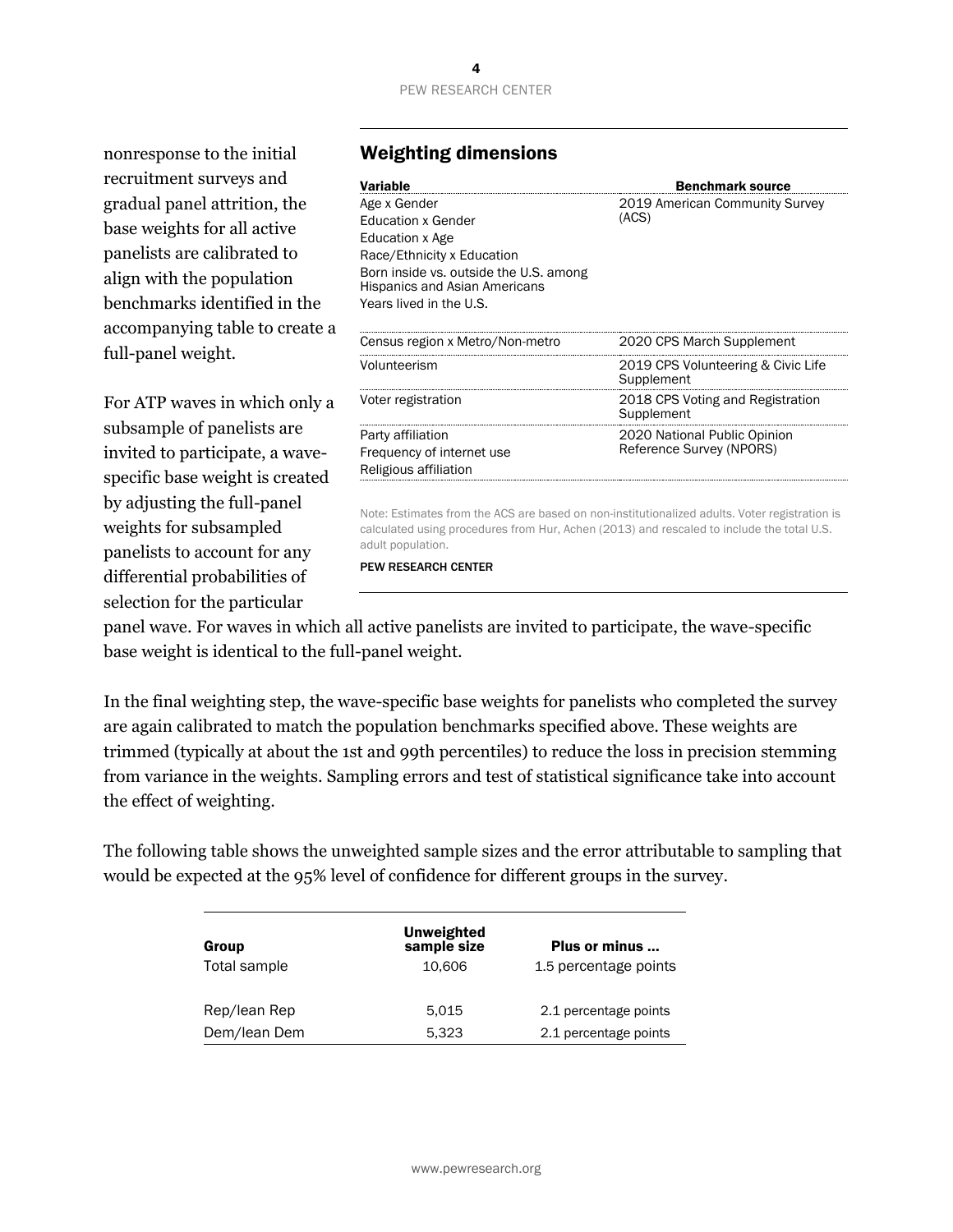nonresponse to the initial recruitment surveys and gradual panel attrition, the base weights for all active panelists are calibrated to align with the population benchmarks identified in the accompanying table to create a full-panel weight.

For ATP waves in which only a subsample of panelists are invited to participate, a wave-specific base weight is created by adjusting the full-panel weights for subsampled panelists to account for any differential probabilities of selection for the particular panel wave. For waves in which all active panelists are invited to participate, the wave-specific base weight is identical to the full-panel weight.

In the final weighting step, the wave-specific base weights for panelists who completed the survey are again calibrated to match the population benchmarks specified above. These weights are trimmed (typically at about the 1st and 99th percentiles) to reduce the loss in precision stemming from variance in the weights. Sampling errors and test of statistical significance take into account the effect of weighting.

### Weighting dimensions

| Variable | Benchmark source |
|---|---|
| Age x Gender<br>Education x Gender<br>Education x Age<br>Race/Ethnicity x Education<br>Born inside vs. outside the U.S. among Hispanics and Asian Americans<br>Years lived in the U.S. | 2019 American Community Survey (ACS) |
| Census region x Metro/Non-metro | 2020 CPS March Supplement |
| Volunteerism | 2019 CPS Volunteering & Civic Life Supplement |
| Voter registration | 2018 CPS Voting and Registration Supplement |
| Party affiliation<br>Frequency of internet use<br>Religious affiliation | 2020 National Public Opinion Reference Survey (NPORS) |

Note: Estimates from the ACS are based on non-institutionalized adults. Voter registration is calculated using procedures from Hur, Achen (2013) and rescaled to include the total U.S. adult population.

PEW RESEARCH CENTER

The following table shows the unweighted sample sizes and the error attributable to sampling that would be expected at the 95% level of confidence for different groups in the survey.

| Group | Unweighted sample size | Plus or minus ... |
|---|---|---|
| Total sample | 10,606 | 1.5 percentage points |
| Rep/lean Rep | 5,015 | 2.1 percentage points |
| Dem/lean Dem | 5,323 | 2.1 percentage points |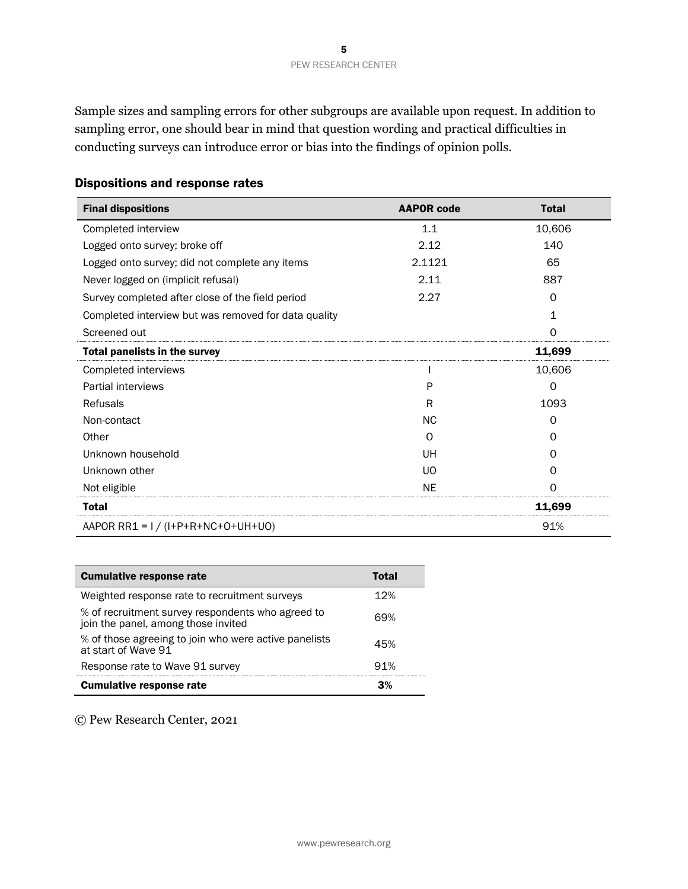Sample sizes and sampling errors for other subgroups are available upon request. In addition to sampling error, one should bear in mind that question wording and practical difficulties in conducting surveys can introduce error or bias into the findings of opinion polls.

## Dispositions and response rates

| Final dispositions | AAPOR code | Total |
|---|---|---|
| Completed interview | 1.1 | 10,606 |
| Logged onto survey; broke off | 2.12 | 140 |
| Logged onto survey; did not complete any items | 2.1121 | 65 |
| Never logged on (implicit refusal) | 2.11 | 887 |
| Survey completed after close of the field period | 2.27 | 0 |
| Completed interview but was removed for data quality | | 1 |
| Screened out | | 0 |
| **Total panelists in the survey** | | **11,699** |
| Completed interviews | I | 10,606 |
| Partial interviews | P | 0 |
| Refusals | R | 1093 |
| Non-contact | NC | 0 |
| Other | O | 0 |
| Unknown household | UH | 0 |
| Unknown other | UO | 0 |
| Not eligible | NE | 0 |
| **Total** | | **11,699** |
| AAPOR RR1 = I / (I+P+R+NC+O+UH+UO) | | 91% |

| Cumulative response rate | Total |
|---|---|
| Weighted response rate to recruitment surveys | 12% |
| % of recruitment survey respondents who agreed to join the panel, among those invited | 69% |
| % of those agreeing to join who were active panelists at start of Wave 91 | 45% |
| Response rate to Wave 91 survey | 91% |
| **Cumulative response rate** | **3%** |

© Pew Research Center, 2021